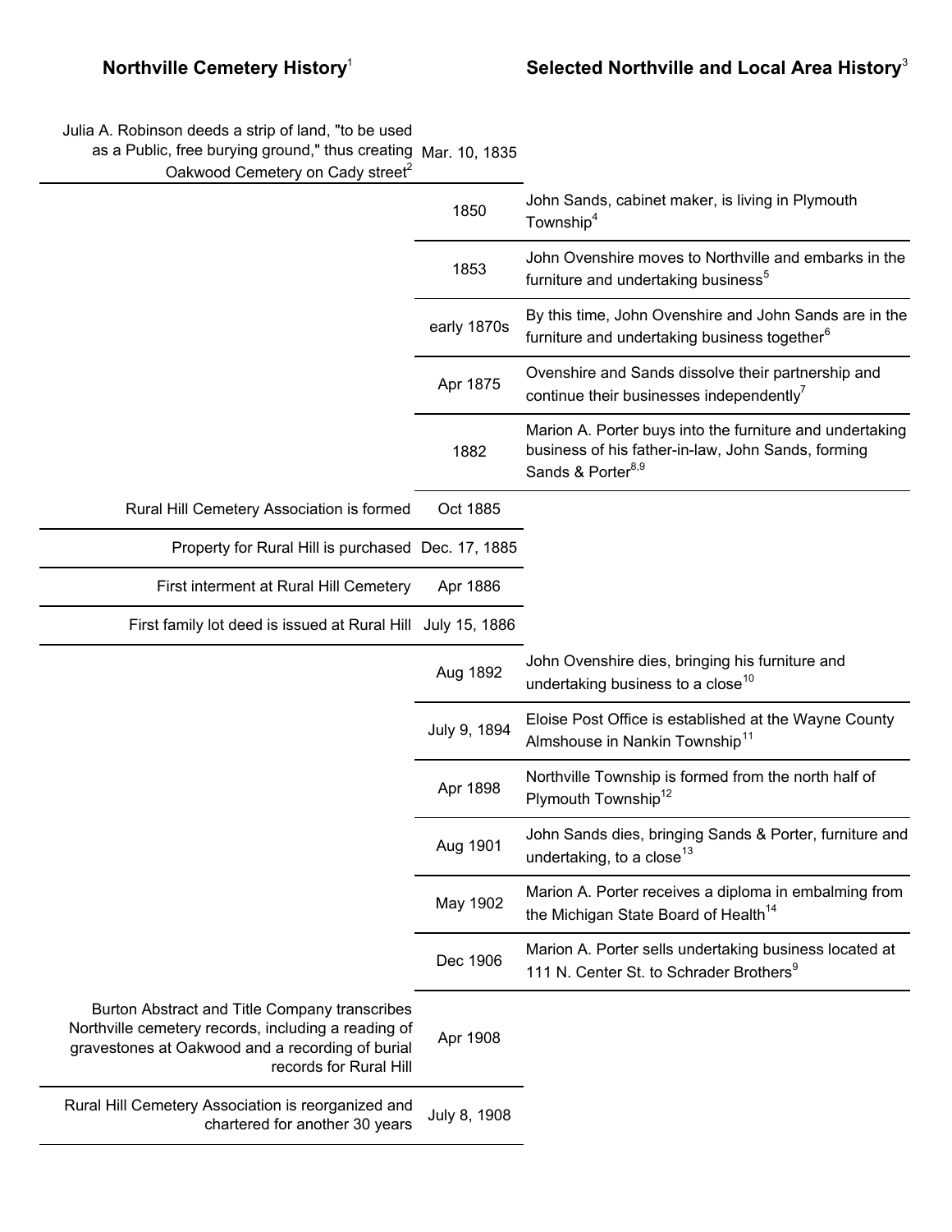| Northville Cemetery History[1] | | Selected Northville and Local Area History[3] |
|---|---|---|
| Julia A. Robinson deeds a strip of land, "to be used as a Public, free burying ground," thus creating Oakwood Cemetery on Cady street[2] | Mar. 10, 1835 | |
| | 1850 | John Sands, cabinet maker, is living in Plymouth Township[4] |
| | 1853 | John Ovenshire moves to Northville and embarks in the furniture and undertaking business[5] |
| | early 1870s | By this time, John Ovenshire and John Sands are in the furniture and undertaking business together[6] |
| | Apr 1875 | Ovenshire and Sands dissolve their partnership and continue their businesses independently[7] |
| | 1882 | Marion A. Porter buys into the furniture and undertaking business of his father-in-law, John Sands, forming Sands & Porter[8,9] |
| Rural Hill Cemetery Association is formed | Oct 1885 | |
| Property for Rural Hill is purchased | Dec. 17, 1885 | |
| First interment at Rural Hill Cemetery | Apr 1886 | |
| First family lot deed is issued at Rural Hill | July 15, 1886 | |
| | Aug 1892 | John Ovenshire dies, bringing his furniture and undertaking business to a close[10] |
| | July 9, 1894 | Eloise Post Office is established at the Wayne County Almshouse in Nankin Township[11] |
| | Apr 1898 | Northville Township is formed from the north half of Plymouth Township[12] |
| | Aug 1901 | John Sands dies, bringing Sands & Porter, furniture and undertaking, to a close[13] |
| | May 1902 | Marion A. Porter receives a diploma in embalming from the Michigan State Board of Health[14] |
| | Dec 1906 | Marion A. Porter sells undertaking business located at 111 N. Center St. to Schrader Brothers[9] |
| Burton Abstract and Title Company transcribes Northville cemetery records, including a reading of gravestones at Oakwood and a recording of burial records for Rural Hill | Apr 1908 | |
| Rural Hill Cemetery Association is reorganized and chartered for another 30 years | July 8, 1908 | |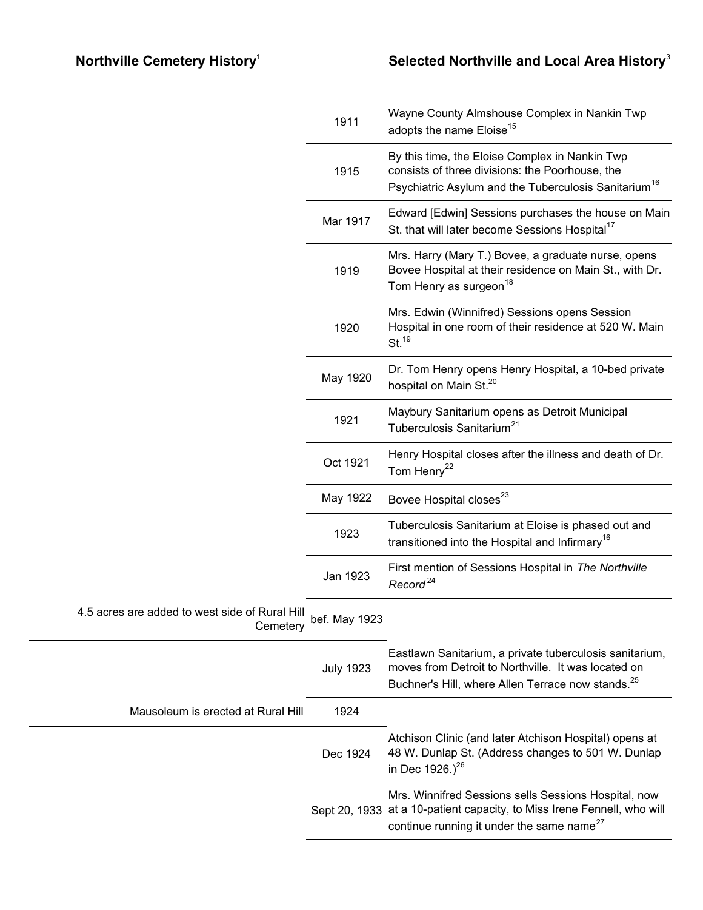| Northville Cemetery History[1] | | Selected Northville and Local Area History[3] |
|---|---|---|
| | 1911 | Wayne County Almshouse Complex in Nankin Twp adopts the name Eloise[15] |
| | 1915 | By this time, the Eloise Complex in Nankin Twp consists of three divisions: the Poorhouse, the Psychiatric Asylum and the Tuberculosis Sanitarium[16] |
| | Mar 1917 | Edward [Edwin] Sessions purchases the house on Main St. that will later become Sessions Hospital[17] |
| | 1919 | Mrs. Harry (Mary T.) Bovee, a graduate nurse, opens Bovee Hospital at their residence on Main St., with Dr. Tom Henry as surgeon[18] |
| | 1920 | Mrs. Edwin (Winnifred) Sessions opens Session Hospital in one room of their residence at 520 W. Main St.[19] |
| | May 1920 | Dr. Tom Henry opens Henry Hospital, a 10-bed private hospital on Main St.[20] |
| | 1921 | Maybury Sanitarium opens as Detroit Municipal Tuberculosis Sanitarium[21] |
| | Oct 1921 | Henry Hospital closes after the illness and death of Dr. Tom Henry[22] |
| | May 1922 | Bovee Hospital closes[23] |
| | 1923 | Tuberculosis Sanitarium at Eloise is phased out and transitioned into the Hospital and Infirmary[16] |
| | Jan 1923 | First mention of Sessions Hospital in *The Northville Record*[24] |
| 4.5 acres are added to west side of Rural Hill Cemetery | bef. May 1923 | |
| | July 1923 | Eastlawn Sanitarium, a private tuberculosis sanitarium, moves from Detroit to Northville. It was located on Buchner's Hill, where Allen Terrace now stands.[25] |
| Mausoleum is erected at Rural Hill | 1924 | |
| | Dec 1924 | Atchison Clinic (and later Atchison Hospital) opens at 48 W. Dunlap St. (Address changes to 501 W. Dunlap in Dec 1926.)[26] |
| | Sept 20, 1933 | Mrs. Winnifred Sessions sells Sessions Hospital, now at a 10-patient capacity, to Miss Irene Fennell, who will continue running it under the same name[27] |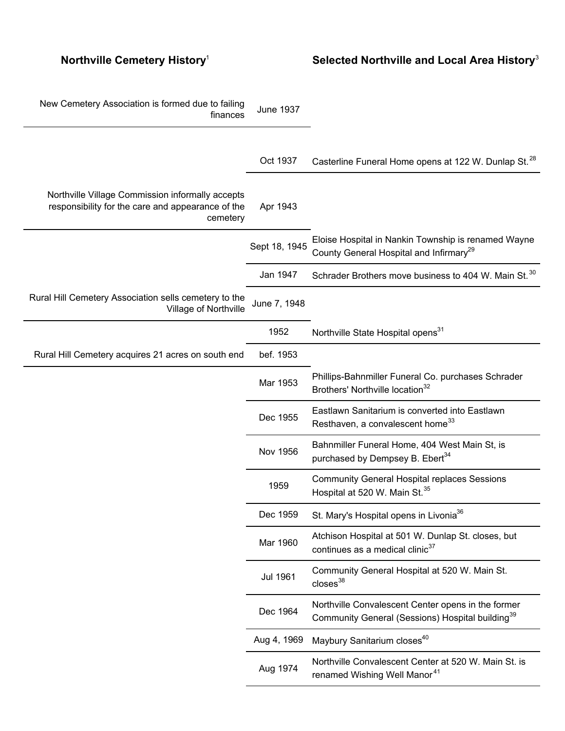| Northville Cemetery History[1] | | Selected Northville and Local Area History[3] |
|---|---|---|
| New Cemetery Association is formed due to failing finances | June 1937 | |
| | Oct 1937 | Casterline Funeral Home opens at 122 W. Dunlap St.[28] |
| Northville Village Commission informally accepts responsibility for the care and appearance of the cemetery | Apr 1943 | |
| | Sept 18, 1945 | Eloise Hospital in Nankin Township is renamed Wayne County General Hospital and Infirmary[29] |
| | Jan 1947 | Schrader Brothers move business to 404 W. Main St.[30] |
| Rural Hill Cemetery Association sells cemetery to the Village of Northville | June 7, 1948 | |
| | 1952 | Northville State Hospital opens[31] |
| Rural Hill Cemetery acquires 21 acres on south end | bef. 1953 | |
| | Mar 1953 | Phillips-Bahnmiller Funeral Co. purchases Schrader Brothers' Northville location[32] |
| | Dec 1955 | Eastlawn Sanitarium is converted into Eastlawn Resthaven, a convalescent home[33] |
| | Nov 1956 | Bahnmiller Funeral Home, 404 West Main St, is purchased by Dempsey B. Ebert[34] |
| | 1959 | Community General Hospital replaces Sessions Hospital at 520 W. Main St.[35] |
| | Dec 1959 | St. Mary's Hospital opens in Livonia[36] |
| | Mar 1960 | Atchison Hospital at 501 W. Dunlap St. closes, but continues as a medical clinic[37] |
| | Jul 1961 | Community General Hospital at 520 W. Main St. closes[38] |
| | Dec 1964 | Northville Convalescent Center opens in the former Community General (Sessions) Hospital building[39] |
| | Aug 4, 1969 | Maybury Sanitarium closes[40] |
| | Aug 1974 | Northville Convalescent Center at 520 W. Main St. is renamed Wishing Well Manor[41] |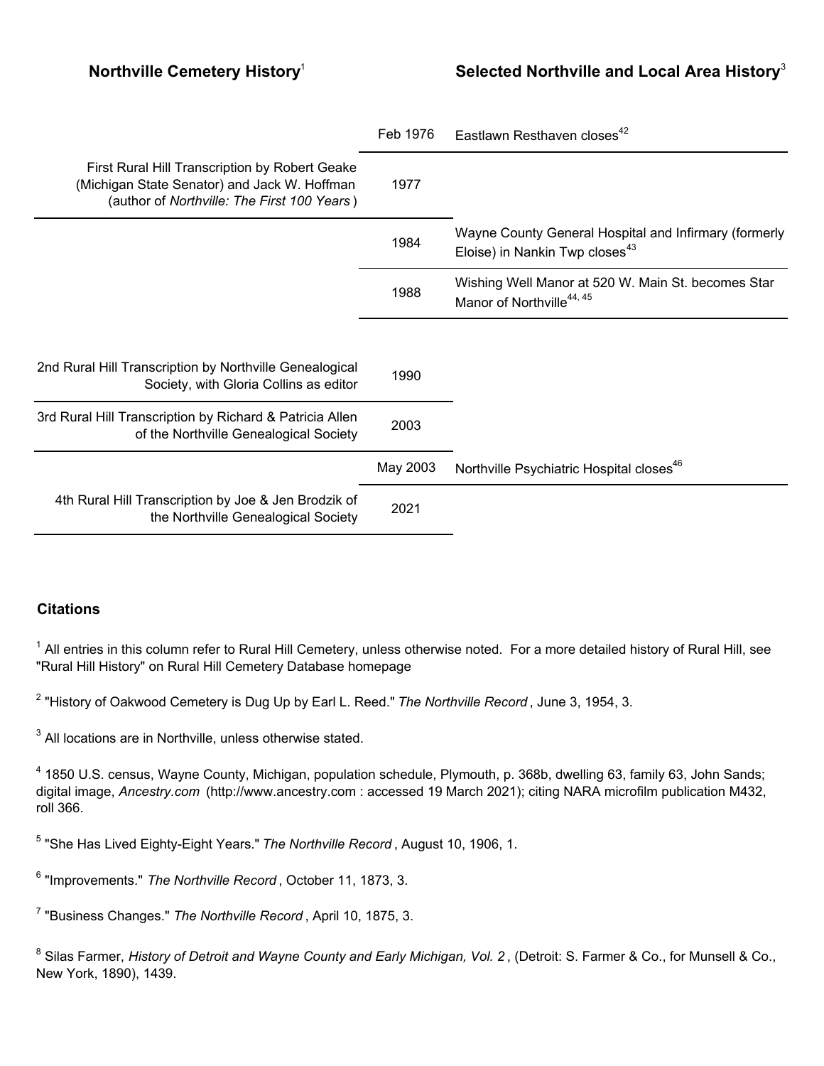| Northville Cemetery History[1] | | Selected Northville and Local Area History[3] |
|---|---|---|
| | Feb 1976 | Eastlawn Resthaven closes[42] |
| First Rural Hill Transcription by Robert Geake (Michigan State Senator) and Jack W. Hoffman (author of *Northville: The First 100 Years*) | 1977 | |
| | 1984 | Wayne County General Hospital and Infirmary (formerly Eloise) in Nankin Twp closes[43] |
| | 1988 | Wishing Well Manor at 520 W. Main St. becomes Star Manor of Northville[44, 45] |
| 2nd Rural Hill Transcription by Northville Genealogical Society, with Gloria Collins as editor | 1990 | |
| 3rd Rural Hill Transcription by Richard & Patricia Allen of the Northville Genealogical Society | 2003 | |
| | May 2003 | Northville Psychiatric Hospital closes[46] |
| 4th Rural Hill Transcription by Joe & Jen Brodzik of the Northville Genealogical Society | 2021 | |

## Citations

[1] All entries in this column refer to Rural Hill Cemetery, unless otherwise noted. For a more detailed history of Rural Hill, see "Rural Hill History" on Rural Hill Cemetery Database homepage

[2] "History of Oakwood Cemetery is Dug Up by Earl L. Reed." *The Northville Record*, June 3, 1954, 3.

[3] All locations are in Northville, unless otherwise stated.

[4] 1850 U.S. census, Wayne County, Michigan, population schedule, Plymouth, p. 368b, dwelling 63, family 63, John Sands; digital image, *Ancestry.com* (http://www.ancestry.com : accessed 19 March 2021); citing NARA microfilm publication M432, roll 366.

[5] "She Has Lived Eighty-Eight Years." *The Northville Record*, August 10, 1906, 1.

[6] "Improvements." *The Northville Record*, October 11, 1873, 3.

[7] "Business Changes." *The Northville Record*, April 10, 1875, 3.

[8] Silas Farmer, *History of Detroit and Wayne County and Early Michigan, Vol. 2*, (Detroit: S. Farmer & Co., for Munsell & Co., New York, 1890), 1439.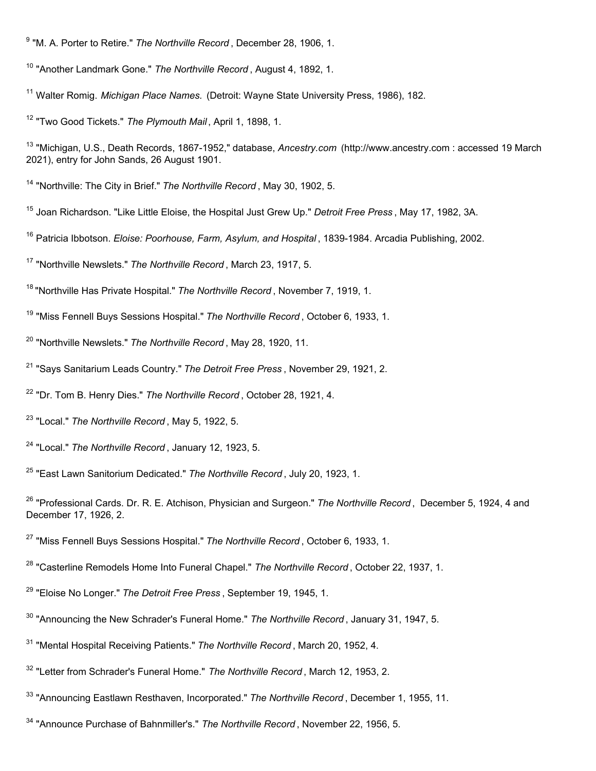[9] "M. A. Porter to Retire." *The Northville Record*, December 28, 1906, 1.

[10] "Another Landmark Gone." *The Northville Record*, August 4, 1892, 1.

[11] Walter Romig. *Michigan Place Names.* (Detroit: Wayne State University Press, 1986), 182.

[12] "Two Good Tickets." *The Plymouth Mail*, April 1, 1898, 1.

[13] "Michigan, U.S., Death Records, 1867-1952," database, *Ancestry.com* (http://www.ancestry.com : accessed 19 March 2021), entry for John Sands, 26 August 1901.

[14] "Northville: The City in Brief." *The Northville Record*, May 30, 1902, 5.

[15] Joan Richardson. "Like Little Eloise, the Hospital Just Grew Up." *Detroit Free Press*, May 17, 1982, 3A.

[16] Patricia Ibbotson. *Eloise: Poorhouse, Farm, Asylum, and Hospital*, 1839-1984. Arcadia Publishing, 2002.

[17] "Northville Newslets." *The Northville Record*, March 23, 1917, 5.

[18] "Northville Has Private Hospital." *The Northville Record*, November 7, 1919, 1.

[19] "Miss Fennell Buys Sessions Hospital." *The Northville Record*, October 6, 1933, 1.

[20] "Northville Newslets." *The Northville Record*, May 28, 1920, 11.

[21] "Says Sanitarium Leads Country." *The Detroit Free Press*, November 29, 1921, 2.

[22] "Dr. Tom B. Henry Dies." *The Northville Record*, October 28, 1921, 4.

[23] "Local." *The Northville Record*, May 5, 1922, 5.

[24] "Local." *The Northville Record*, January 12, 1923, 5.

[25] "East Lawn Sanitorium Dedicated." *The Northville Record*, July 20, 1923, 1.

[26] "Professional Cards. Dr. R. E. Atchison, Physician and Surgeon." *The Northville Record*, December 5, 1924, 4 and December 17, 1926, 2.

[27] "Miss Fennell Buys Sessions Hospital." *The Northville Record*, October 6, 1933, 1.

[28] "Casterline Remodels Home Into Funeral Chapel." *The Northville Record*, October 22, 1937, 1.

[29] "Eloise No Longer." *The Detroit Free Press*, September 19, 1945, 1.

[30] "Announcing the New Schrader's Funeral Home." *The Northville Record*, January 31, 1947, 5.

[31] "Mental Hospital Receiving Patients." *The Northville Record*, March 20, 1952, 4.

[32] "Letter from Schrader's Funeral Home." *The Northville Record*, March 12, 1953, 2.

[33] "Announcing Eastlawn Resthaven, Incorporated." *The Northville Record*, December 1, 1955, 11.

[34] "Announce Purchase of Bahnmiller's." *The Northville Record*, November 22, 1956, 5.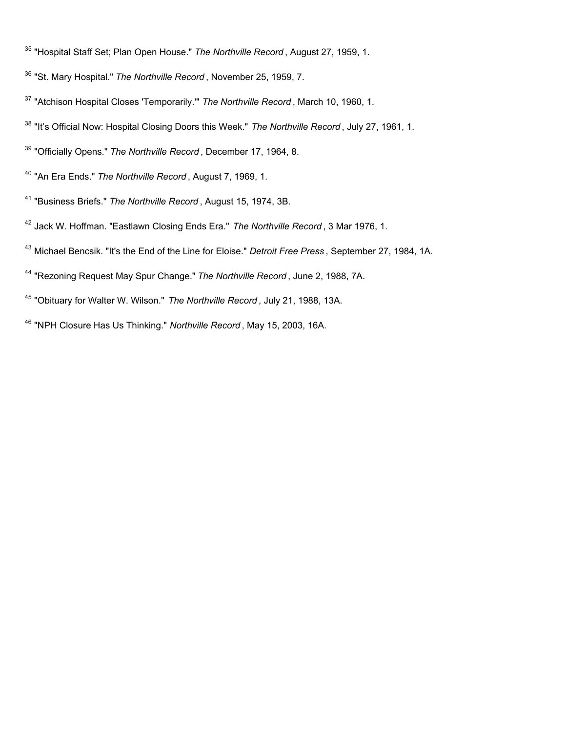[35] "Hospital Staff Set; Plan Open House." *The Northville Record* , August 27, 1959, 1.

[36] "St. Mary Hospital." *The Northville Record* , November 25, 1959, 7.

[37] "Atchison Hospital Closes 'Temporarily.'" *The Northville Record* , March 10, 1960, 1.

[38] "It's Official Now: Hospital Closing Doors this Week." *The Northville Record* , July 27, 1961, 1.

[39] "Officially Opens." *The Northville Record* , December 17, 1964, 8.

[40] "An Era Ends." *The Northville Record* , August 7, 1969, 1.

[41] "Business Briefs." *The Northville Record* , August 15, 1974, 3B.

[42] Jack W. Hoffman. "Eastlawn Closing Ends Era." *The Northville Record* , 3 Mar 1976, 1.

[43] Michael Bencsik. "It's the End of the Line for Eloise." *Detroit Free Press* , September 27, 1984, 1A.

[44] "Rezoning Request May Spur Change." *The Northville Record* , June 2, 1988, 7A.

[45] "Obituary for Walter W. Wilson." *The Northville Record* , July 21, 1988, 13A.

[46] "NPH Closure Has Us Thinking." *Northville Record* , May 15, 2003, 16A.